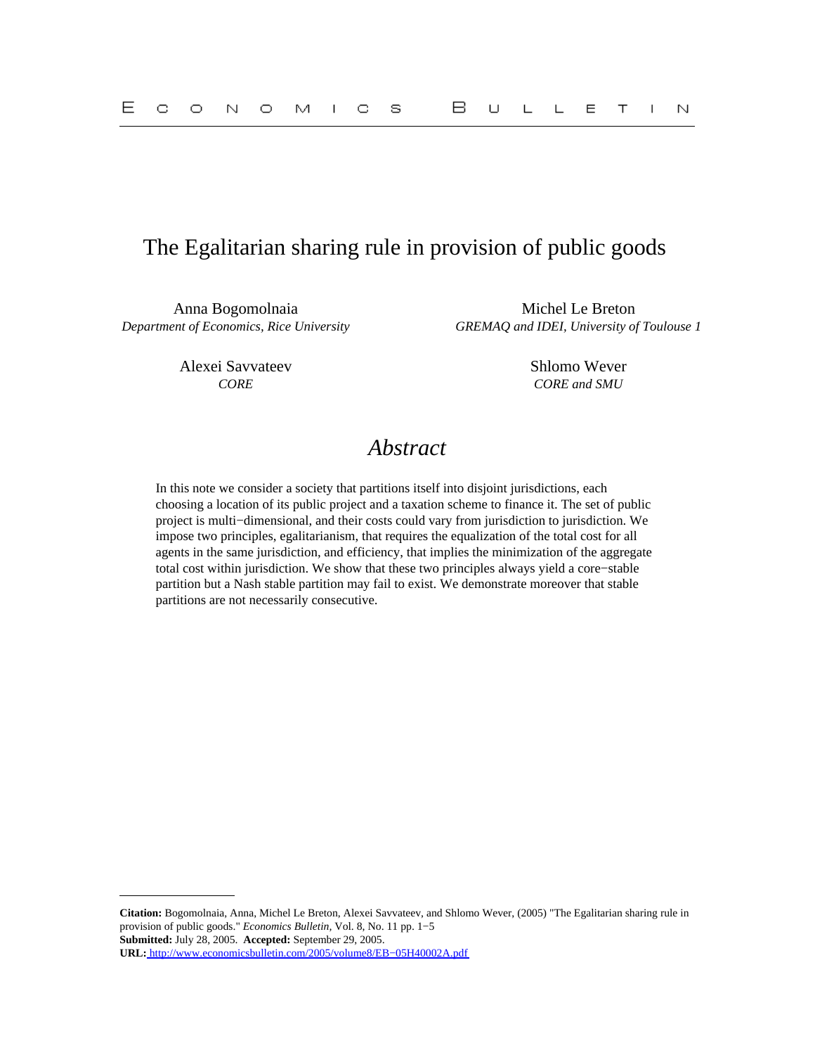# The Egalitarian sharing rule in provision of public goods

Anna Bogomolnaia
*Department of Economics, Rice University*

Michel Le Breton
*GREMAQ and IDEI, University of Toulouse 1*

Alexei Savvateev
*CORE*

Shlomo Wever
*CORE and SMU*

## *Abstract*

In this note we consider a society that partitions itself into disjoint jurisdictions, each choosing a location of its public project and a taxation scheme to finance it. The set of public project is multi−dimensional, and their costs could vary from jurisdiction to jurisdiction. We impose two principles, egalitarianism, that requires the equalization of the total cost for all agents in the same jurisdiction, and efficiency, that implies the minimization of the aggregate total cost within jurisdiction. We show that these two principles always yield a core−stable partition but a Nash stable partition may fail to exist. We demonstrate moreover that stable partitions are not necessarily consecutive.

---

**Citation:** Bogomolnaia, Anna, Michel Le Breton, Alexei Savvateev, and Shlomo Wever, (2005) "The Egalitarian sharing rule in provision of public goods." *Economics Bulletin,* Vol. 8, No. 11 pp. 1−5
**Submitted:** July 28, 2005. **Accepted:** September 29, 2005.
**URL:** http://www.economicsbulletin.com/2005/volume8/EB−05H40002A.pdf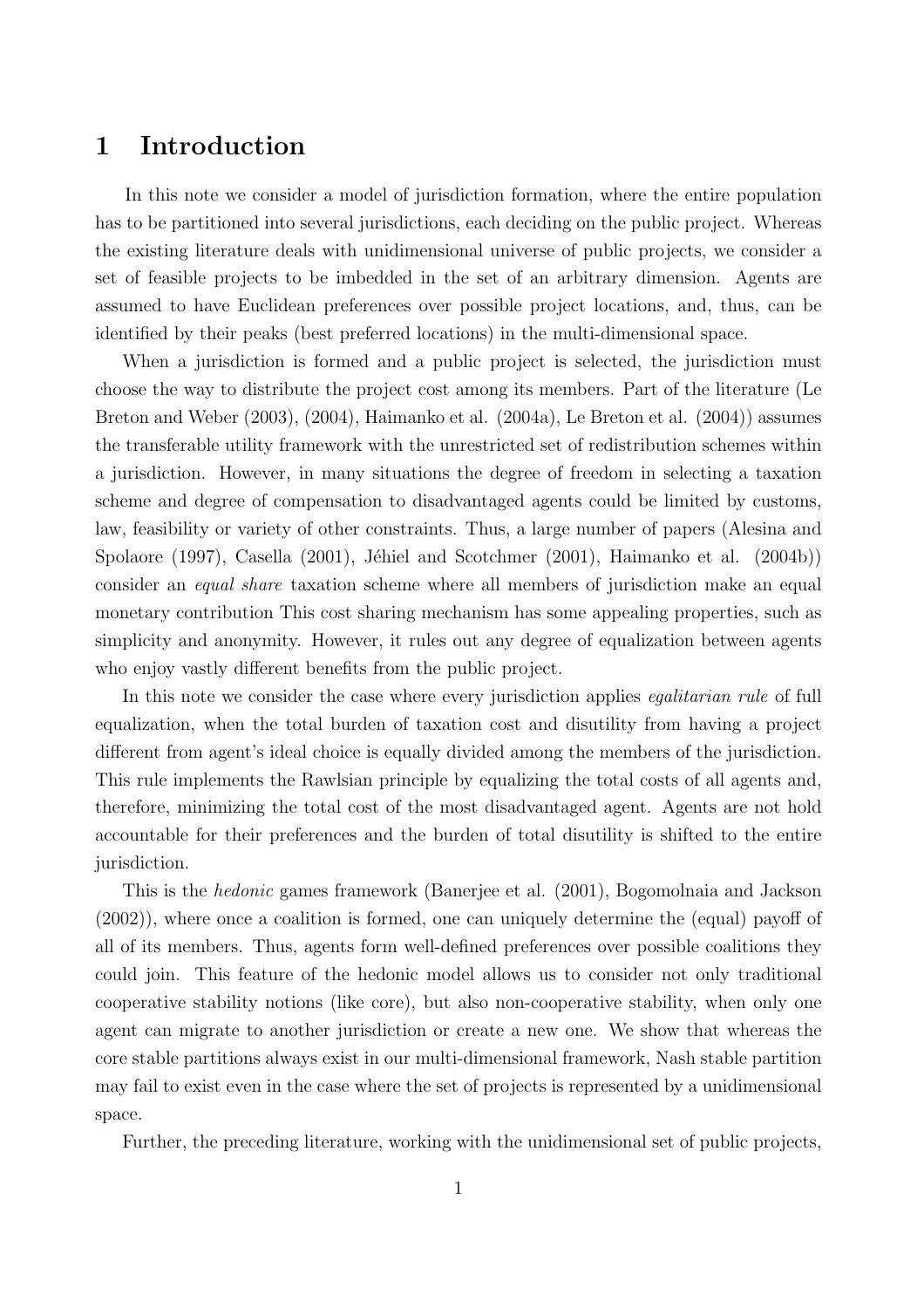# 1 Introduction

In this note we consider a model of jurisdiction formation, where the entire population has to be partitioned into several jurisdictions, each deciding on the public project. Whereas the existing literature deals with unidimensional universe of public projects, we consider a set of feasible projects to be imbedded in the set of an arbitrary dimension. Agents are assumed to have Euclidean preferences over possible project locations, and, thus, can be identified by their peaks (best preferred locations) in the multi-dimensional space.

When a jurisdiction is formed and a public project is selected, the jurisdiction must choose the way to distribute the project cost among its members. Part of the literature (Le Breton and Weber (2003), (2004), Haimanko et al. (2004a), Le Breton et al. (2004)) assumes the transferable utility framework with the unrestricted set of redistribution schemes within a jurisdiction. However, in many situations the degree of freedom in selecting a taxation scheme and degree of compensation to disadvantaged agents could be limited by customs, law, feasibility or variety of other constraints. Thus, a large number of papers (Alesina and Spolaore (1997), Casella (2001), Jéhiel and Scotchmer (2001), Haimanko et al. (2004b)) consider an *equal share* taxation scheme where all members of jurisdiction make an equal monetary contribution This cost sharing mechanism has some appealing properties, such as simplicity and anonymity. However, it rules out any degree of equalization between agents who enjoy vastly different benefits from the public project.

In this note we consider the case where every jurisdiction applies *egalitarian rule* of full equalization, when the total burden of taxation cost and disutility from having a project different from agent's ideal choice is equally divided among the members of the jurisdiction. This rule implements the Rawlsian principle by equalizing the total costs of all agents and, therefore, minimizing the total cost of the most disadvantaged agent. Agents are not hold accountable for their preferences and the burden of total disutility is shifted to the entire jurisdiction.

This is the *hedonic* games framework (Banerjee et al. (2001), Bogomolnaia and Jackson (2002)), where once a coalition is formed, one can uniquely determine the (equal) payoff of all of its members. Thus, agents form well-defined preferences over possible coalitions they could join. This feature of the hedonic model allows us to consider not only traditional cooperative stability notions (like core), but also non-cooperative stability, when only one agent can migrate to another jurisdiction or create a new one. We show that whereas the core stable partitions always exist in our multi-dimensional framework, Nash stable partition may fail to exist even in the case where the set of projects is represented by a unidimensional space.

Further, the preceding literature, working with the unidimensional set of public projects,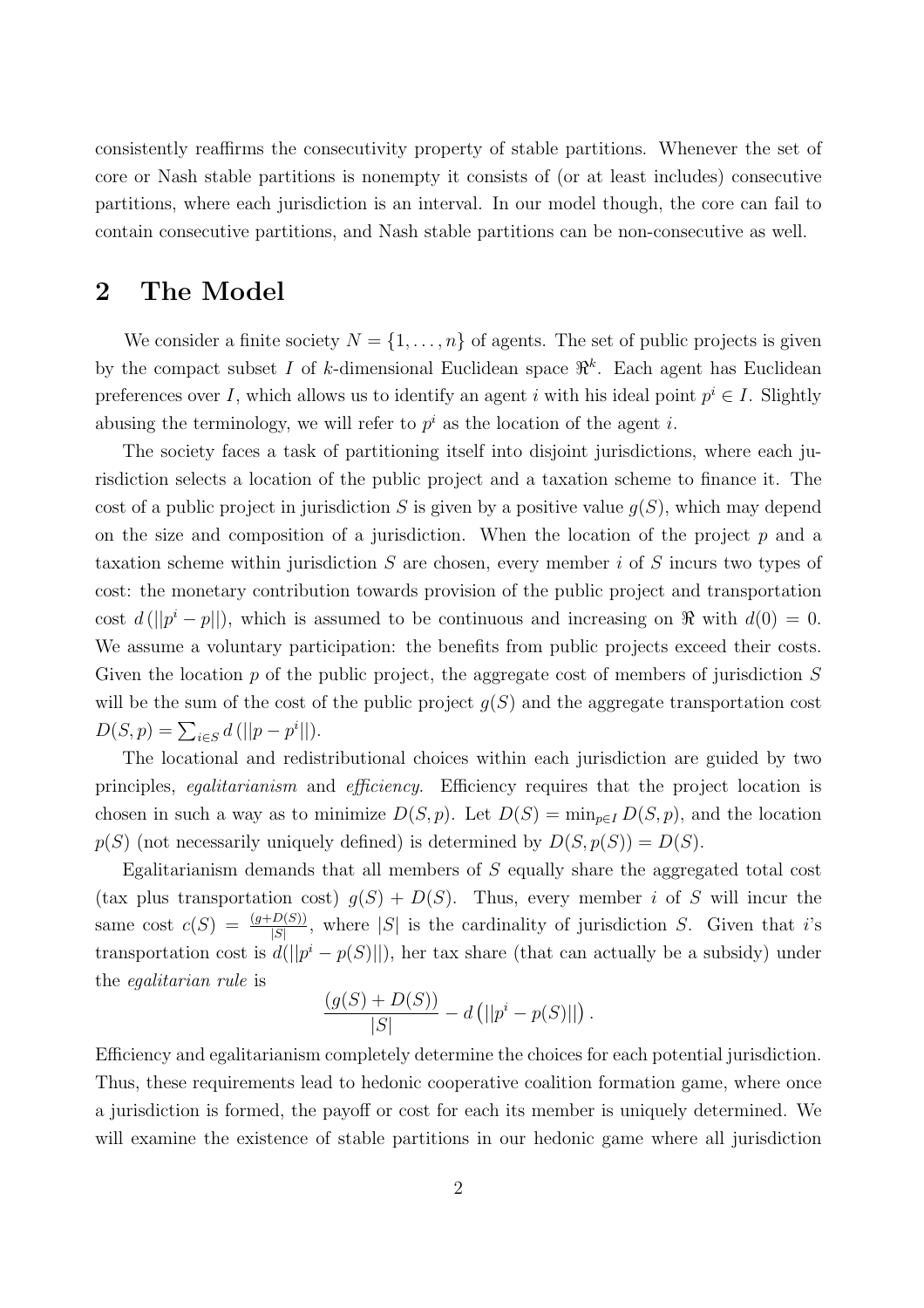consistently reaffirms the consecutivity property of stable partitions. Whenever the set of core or Nash stable partitions is nonempty it consists of (or at least includes) consecutive partitions, where each jurisdiction is an interval. In our model though, the core can fail to contain consecutive partitions, and Nash stable partitions can be non-consecutive as well.

## 2 The Model

We consider a finite society $N = \{1, \ldots, n\}$ of agents. The set of public projects is given by the compact subset $I$ of $k$-dimensional Euclidean space $\Re^k$. Each agent has Euclidean preferences over $I$, which allows us to identify an agent $i$ with his ideal point $p^i \in I$. Slightly abusing the terminology, we will refer to $p^i$ as the location of the agent $i$.

The society faces a task of partitioning itself into disjoint jurisdictions, where each jurisdiction selects a location of the public project and a taxation scheme to finance it. The cost of a public project in jurisdiction $S$ is given by a positive value $g(S)$, which may depend on the size and composition of a jurisdiction. When the location of the project $p$ and a taxation scheme within jurisdiction $S$ are chosen, every member $i$ of $S$ incurs two types of cost: the monetary contribution towards provision of the public project and transportation cost $d\left(||p^i - p||\right)$, which is assumed to be continuous and increasing on $\Re$ with $d(0) = 0$. We assume a voluntary participation: the benefits from public projects exceed their costs. Given the location $p$ of the public project, the aggregate cost of members of jurisdiction $S$ will be the sum of the cost of the public project $g(S)$ and the aggregate transportation cost $D(S, p) = \sum_{i \in S} d\left(||p - p^i||\right)$.

The locational and redistributional choices within each jurisdiction are guided by two principles, *egalitarianism* and *efficiency*. Efficiency requires that the project location is chosen in such a way as to minimize $D(S, p)$. Let $D(S) = \min_{p \in I} D(S, p)$, and the location $p(S)$ (not necessarily uniquely defined) is determined by $D(S, p(S)) = D(S)$.

Egalitarianism demands that all members of $S$ equally share the aggregated total cost (tax plus transportation cost) $g(S) + D(S)$. Thus, every member $i$ of $S$ will incur the same cost $c(S) = \frac{(g + D(S))}{|S|}$, where $|S|$ is the cardinality of jurisdiction $S$. Given that $i$'s transportation cost is $d(||p^i - p(S)||)$, her tax share (that can actually be a subsidy) under the *egalitarian rule* is

$$\frac{(g(S) + D(S))}{|S|} - d\left(||p^i - p(S)||\right).$$

Efficiency and egalitarianism completely determine the choices for each potential jurisdiction. Thus, these requirements lead to hedonic cooperative coalition formation game, where once a jurisdiction is formed, the payoff or cost for each its member is uniquely determined. We will examine the existence of stable partitions in our hedonic game where all jurisdiction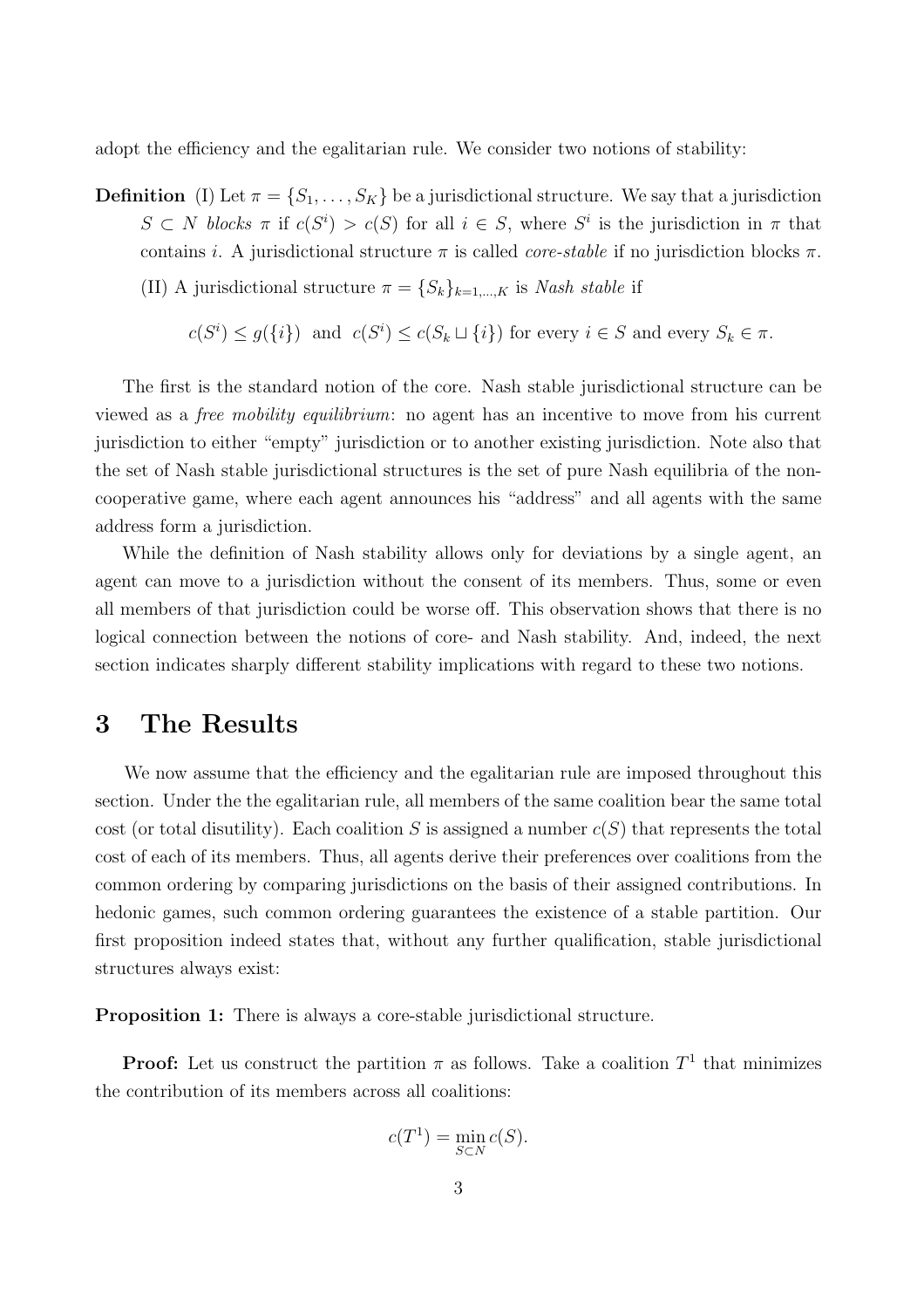adopt the efficiency and the egalitarian rule. We consider two notions of stability:

**Definition** (I) Let $\pi = \{S_1, \ldots, S_K\}$ be a jurisdictional structure. We say that a jurisdiction $S \subset N$ *blocks* $\pi$ if $c(S^i) > c(S)$ for all $i \in S$, where $S^i$ is the jurisdiction in $\pi$ that contains $i$. A jurisdictional structure $\pi$ is called *core-stable* if no jurisdiction blocks $\pi$.

(II) A jurisdictional structure $\pi = \{S_k\}_{k=1,\ldots,K}$ is *Nash stable* if

$$c(S^i) \leq g(\{i\}) \text{ and } c(S^i) \leq c(S_k \sqcup \{i\}) \text{ for every } i \in S \text{ and every } S_k \in \pi.$$

The first is the standard notion of the core. Nash stable jurisdictional structure can be viewed as a *free mobility equilibrium*: no agent has an incentive to move from his current jurisdiction to either "empty" jurisdiction or to another existing jurisdiction. Note also that the set of Nash stable jurisdictional structures is the set of pure Nash equilibria of the non-cooperative game, where each agent announces his "address" and all agents with the same address form a jurisdiction.

While the definition of Nash stability allows only for deviations by a single agent, an agent can move to a jurisdiction without the consent of its members. Thus, some or even all members of that jurisdiction could be worse off. This observation shows that there is no logical connection between the notions of core- and Nash stability. And, indeed, the next section indicates sharply different stability implications with regard to these two notions.

# 3 The Results

We now assume that the efficiency and the egalitarian rule are imposed throughout this section. Under the the egalitarian rule, all members of the same coalition bear the same total cost (or total disutility). Each coalition $S$ is assigned a number $c(S)$ that represents the total cost of each of its members. Thus, all agents derive their preferences over coalitions from the common ordering by comparing jurisdictions on the basis of their assigned contributions. In hedonic games, such common ordering guarantees the existence of a stable partition. Our first proposition indeed states that, without any further qualification, stable jurisdictional structures always exist:

**Proposition 1:** There is always a core-stable jurisdictional structure.

**Proof:** Let us construct the partition $\pi$ as follows. Take a coalition $T^1$ that minimizes the contribution of its members across all coalitions:

$$c(T^1) = \min_{S \subset N} c(S).$$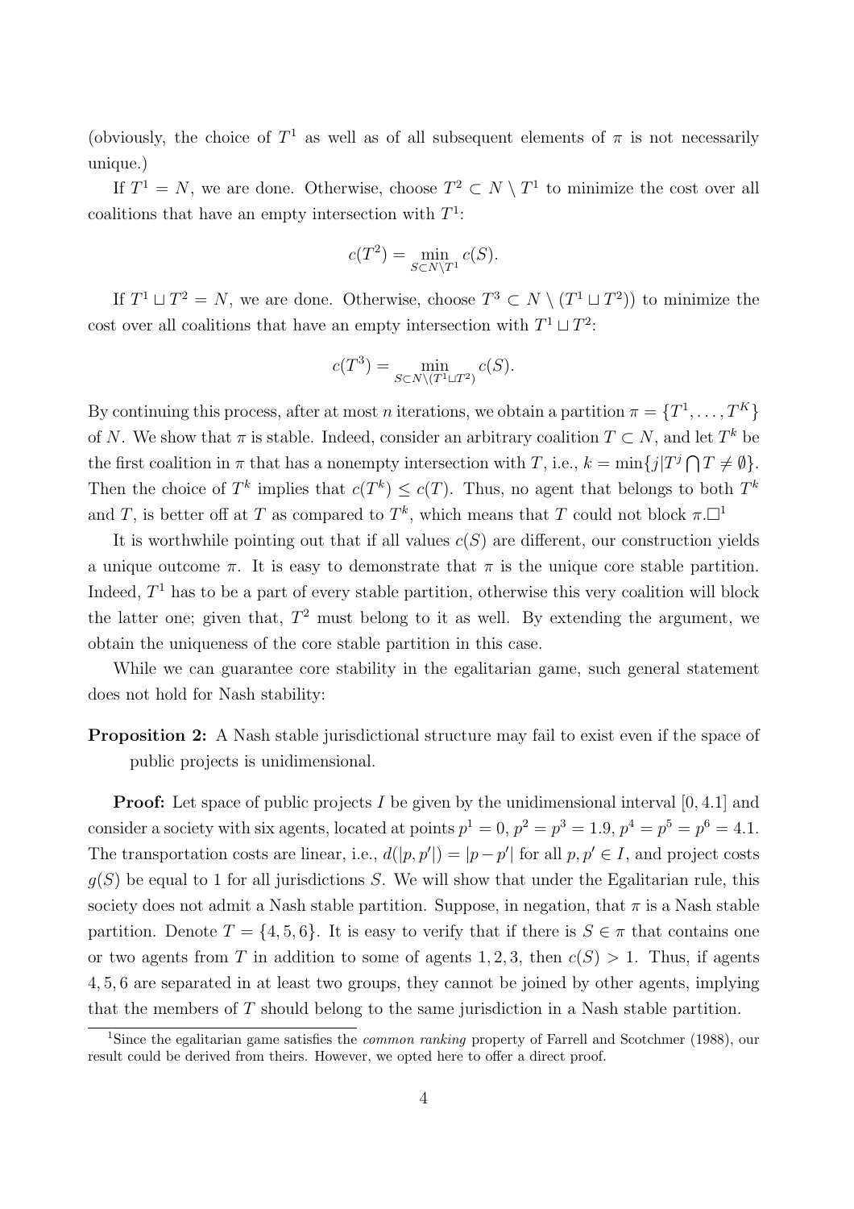(obviously, the choice of $T^1$ as well as of all subsequent elements of $\pi$ is not necessarily unique.)

If $T^1 = N$, we are done. Otherwise, choose $T^2 \subset N \setminus T^1$ to minimize the cost over all coalitions that have an empty intersection with $T^1$:

$$c(T^2) = \min_{S \subset N \setminus T^1} c(S).$$

If $T^1 \sqcup T^2 = N$, we are done. Otherwise, choose $T^3 \subset N \setminus (T^1 \sqcup T^2))$ to minimize the cost over all coalitions that have an empty intersection with $T^1 \sqcup T^2$:

$$c(T^3) = \min_{S \subset N \setminus (T^1 \sqcup T^2)} c(S).$$

By continuing this process, after at most $n$ iterations, we obtain a partition $\pi = \{T^1, \ldots, T^K\}$ of $N$. We show that $\pi$ is stable. Indeed, consider an arbitrary coalition $T \subset N$, and let $T^k$ be the first coalition in $\pi$ that has a nonempty intersection with $T$, i.e., $k = \min\{j | T^j \bigcap T \neq \emptyset\}$. Then the choice of $T^k$ implies that $c(T^k) \leq c(T)$. Thus, no agent that belongs to both $T^k$ and $T$, is better off at $T$ as compared to $T^k$, which means that $T$ could not block $\pi$.□[1]

It is worthwhile pointing out that if all values $c(S)$ are different, our construction yields a unique outcome $\pi$. It is easy to demonstrate that $\pi$ is the unique core stable partition. Indeed, $T^1$ has to be a part of every stable partition, otherwise this very coalition will block the latter one; given that, $T^2$ must belong to it as well. By extending the argument, we obtain the uniqueness of the core stable partition in this case.

While we can guarantee core stability in the egalitarian game, such general statement does not hold for Nash stability:

**Proposition 2:** A Nash stable jurisdictional structure may fail to exist even if the space of public projects is unidimensional.

**Proof:** Let space of public projects $I$ be given by the unidimensional interval $[0, 4.1]$ and consider a society with six agents, located at points $p^1 = 0$, $p^2 = p^3 = 1.9$, $p^4 = p^5 = p^6 = 4.1$. The transportation costs are linear, i.e., $d(|p, p'|) = |p - p'|$ for all $p, p' \in I$, and project costs $g(S)$ be equal to 1 for all jurisdictions $S$. We will show that under the Egalitarian rule, this society does not admit a Nash stable partition. Suppose, in negation, that $\pi$ is a Nash stable partition. Denote $T = \{4, 5, 6\}$. It is easy to verify that if there is $S \in \pi$ that contains one or two agents from $T$ in addition to some of agents $1, 2, 3$, then $c(S) > 1$. Thus, if agents $4, 5, 6$ are separated in at least two groups, they cannot be joined by other agents, implying that the members of $T$ should belong to the same jurisdiction in a Nash stable partition.

[1] Since the egalitarian game satisfies the *common ranking* property of Farrell and Scotchmer (1988), our result could be derived from theirs. However, we opted here to offer a direct proof.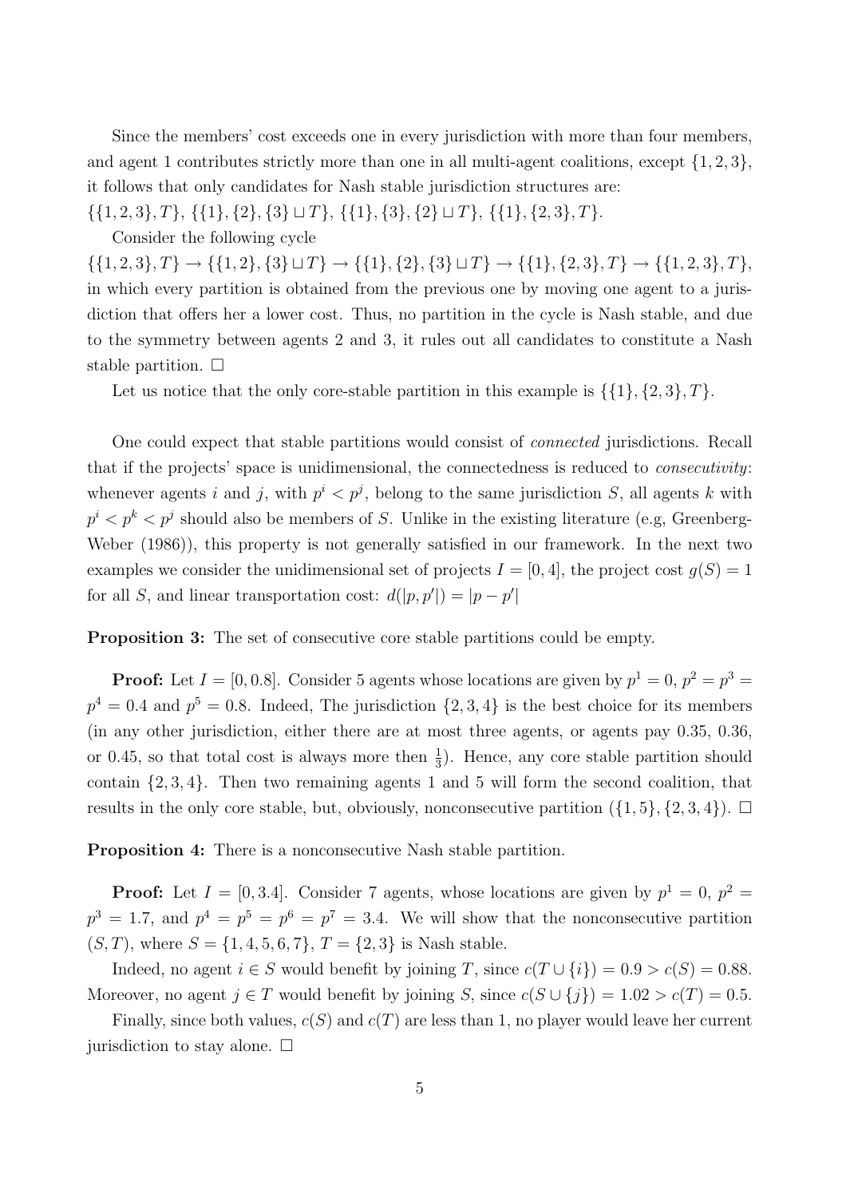Since the members' cost exceeds one in every jurisdiction with more than four members, and agent 1 contributes strictly more than one in all multi-agent coalitions, except $\{1, 2, 3\}$, it follows that only candidates for Nash stable jurisdiction structures are: $\{\{1, 2, 3\}, T\}$, $\{\{1\}, \{2\}, \{3\} \sqcup T\}$, $\{\{1\}, \{3\}, \{2\} \sqcup T\}$, $\{\{1\}, \{2, 3\}, T\}$.

Consider the following cycle

$\{\{1, 2, 3\}, T\} \to \{\{1, 2\}, \{3\} \sqcup T\} \to \{\{1\}, \{2\}, \{3\} \sqcup T\} \to \{\{1\}, \{2, 3\}, T\} \to \{\{1, 2, 3\}, T\}$, in which every partition is obtained from the previous one by moving one agent to a jurisdiction that offers her a lower cost. Thus, no partition in the cycle is Nash stable, and due to the symmetry between agents 2 and 3, it rules out all candidates to constitute a Nash stable partition. $\square$

Let us notice that the only core-stable partition in this example is $\{\{1\}, \{2, 3\}, T\}$.

One could expect that stable partitions would consist of *connected* jurisdictions. Recall that if the projects' space is unidimensional, the connectedness is reduced to *consecutivity*: whenever agents $i$ and $j$, with $p^i < p^j$, belong to the same jurisdiction $S$, all agents $k$ with $p^i < p^k < p^j$ should also be members of $S$. Unlike in the existing literature (e.g, Greenberg-Weber (1986)), this property is not generally satisfied in our framework. In the next two examples we consider the unidimensional set of projects $I = [0, 4]$, the project cost $g(S) = 1$ for all $S$, and linear transportation cost: $d(|p, p'|) = |p - p'|$

**Proposition 3:** The set of consecutive core stable partitions could be empty.

**Proof:** Let $I = [0, 0.8]$. Consider 5 agents whose locations are given by $p^1 = 0$, $p^2 = p^3 = p^4 = 0.4$ and $p^5 = 0.8$. Indeed, The jurisdiction $\{2, 3, 4\}$ is the best choice for its members (in any other jurisdiction, either there are at most three agents, or agents pay 0.35, 0.36, or 0.45, so that total cost is always more then $\frac{1}{3}$). Hence, any core stable partition should contain $\{2, 3, 4\}$. Then two remaining agents 1 and 5 will form the second coalition, that results in the only core stable, but, obviously, nonconsecutive partition $(\{1, 5\}, \{2, 3, 4\})$. $\square$

**Proposition 4:** There is a nonconsecutive Nash stable partition.

**Proof:** Let $I = [0, 3.4]$. Consider 7 agents, whose locations are given by $p^1 = 0$, $p^2 = p^3 = 1.7$, and $p^4 = p^5 = p^6 = p^7 = 3.4$. We will show that the nonconsecutive partition $(S, T)$, where $S = \{1, 4, 5, 6, 7\}$, $T = \{2, 3\}$ is Nash stable.

Indeed, no agent $i \in S$ would benefit by joining $T$, since $c(T \cup \{i\}) = 0.9 > c(S) = 0.88$. Moreover, no agent $j \in T$ would benefit by joining $S$, since $c(S \cup \{j\}) = 1.02 > c(T) = 0.5$.

Finally, since both values, $c(S)$ and $c(T)$ are less than 1, no player would leave her current jurisdiction to stay alone. $\square$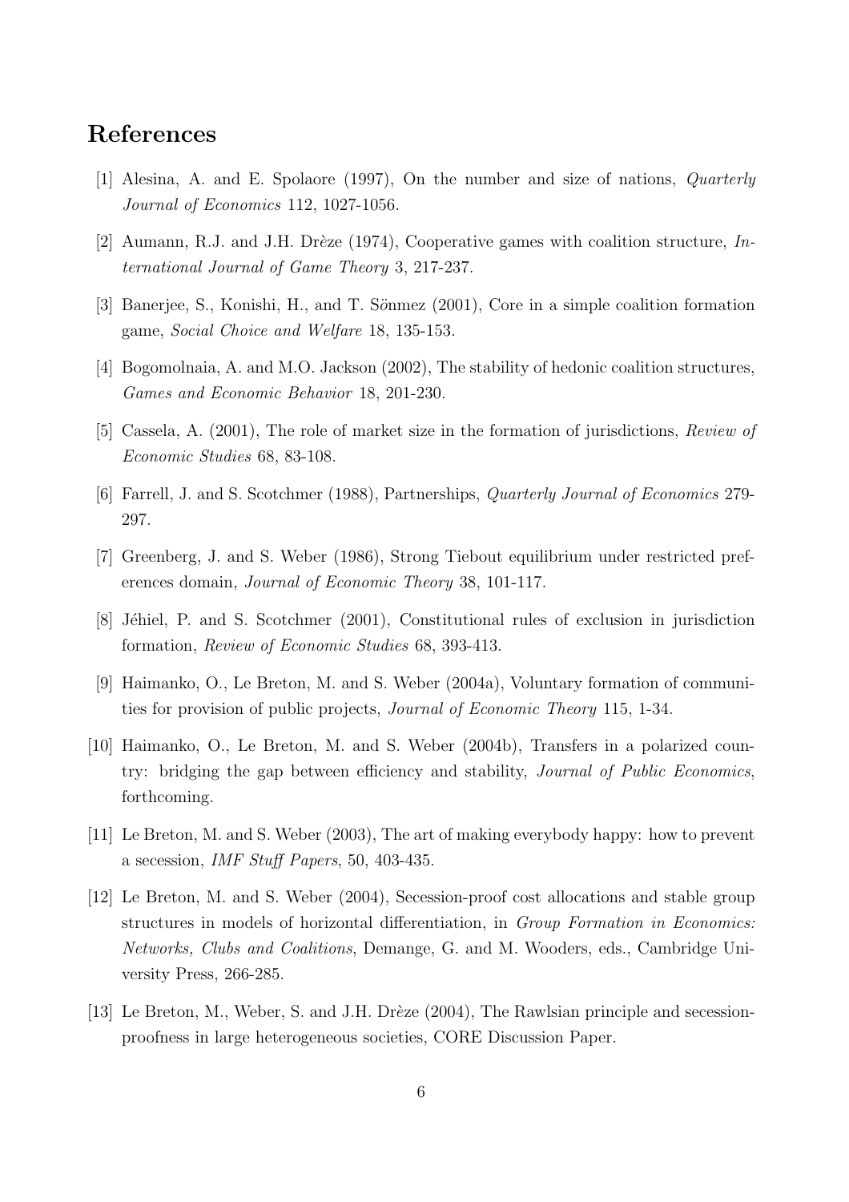## References

[1] Alesina, A. and E. Spolaore (1997), On the number and size of nations, *Quarterly Journal of Economics* 112, 1027-1056.

[2] Aumann, R.J. and J.H. Drèze (1974), Cooperative games with coalition structure, *International Journal of Game Theory* 3, 217-237.

[3] Banerjee, S., Konishi, H., and T. Sönmez (2001), Core in a simple coalition formation game, *Social Choice and Welfare* 18, 135-153.

[4] Bogomolnaia, A. and M.O. Jackson (2002), The stability of hedonic coalition structures, *Games and Economic Behavior* 18, 201-230.

[5] Cassela, A. (2001), The role of market size in the formation of jurisdictions, *Review of Economic Studies* 68, 83-108.

[6] Farrell, J. and S. Scotchmer (1988), Partnerships, *Quarterly Journal of Economics* 279-297.

[7] Greenberg, J. and S. Weber (1986), Strong Tiebout equilibrium under restricted preferences domain, *Journal of Economic Theory* 38, 101-117.

[8] Jéhiel, P. and S. Scotchmer (2001), Constitutional rules of exclusion in jurisdiction formation, *Review of Economic Studies* 68, 393-413.

[9] Haimanko, O., Le Breton, M. and S. Weber (2004a), Voluntary formation of communities for provision of public projects, *Journal of Economic Theory* 115, 1-34.

[10] Haimanko, O., Le Breton, M. and S. Weber (2004b), Transfers in a polarized country: bridging the gap between efficiency and stability, *Journal of Public Economics*, forthcoming.

[11] Le Breton, M. and S. Weber (2003), The art of making everybody happy: how to prevent a secession, *IMF Stuff Papers*, 50, 403-435.

[12] Le Breton, M. and S. Weber (2004), Secession-proof cost allocations and stable group structures in models of horizontal differentiation, in *Group Formation in Economics: Networks, Clubs and Coalitions*, Demange, G. and M. Wooders, eds., Cambridge University Press, 266-285.

[13] Le Breton, M., Weber, S. and J.H. Drèze (2004), The Rawlsian principle and secession-proofness in large heterogeneous societies, CORE Discussion Paper.